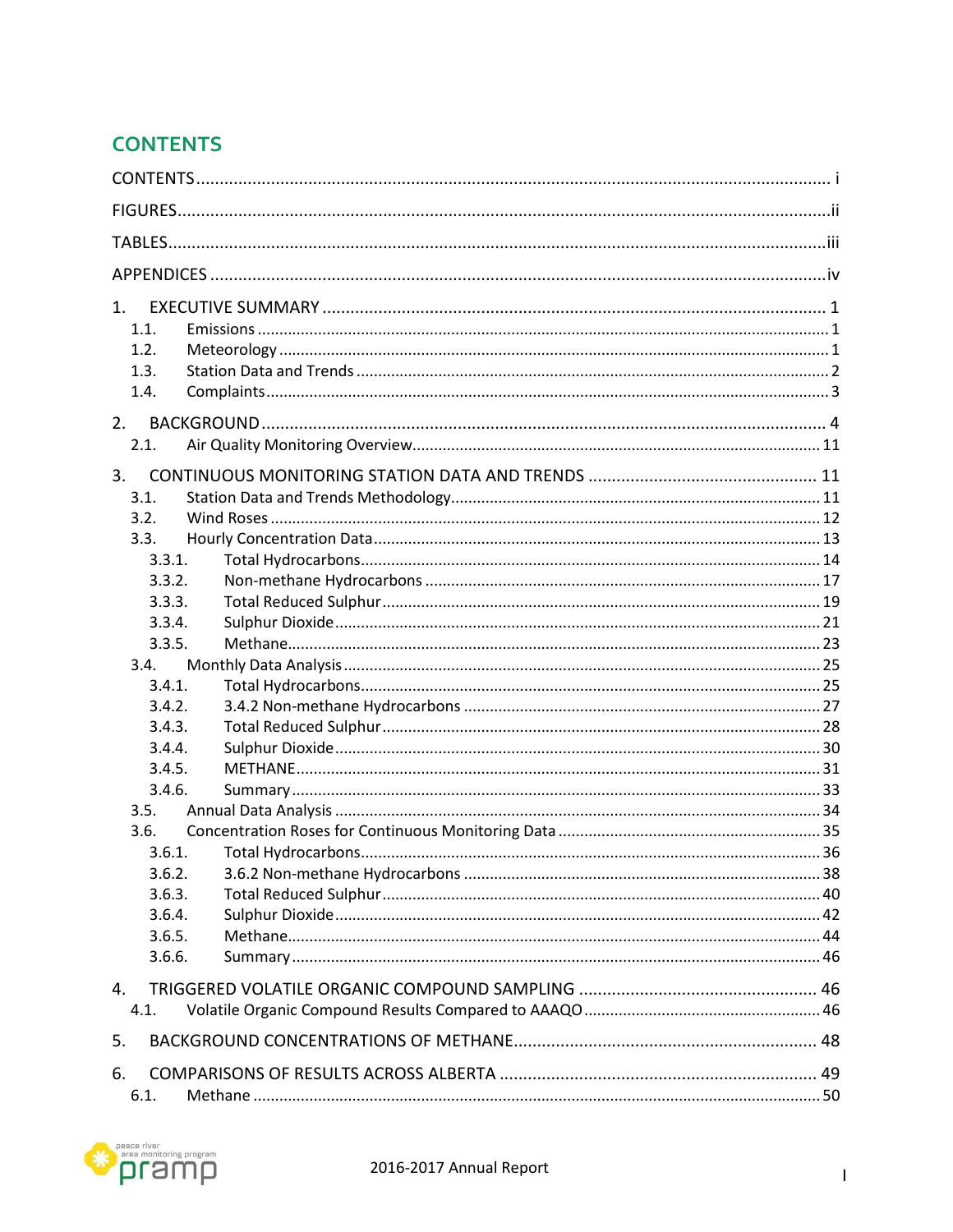# CONTENTS

CONTENTS ........................................................................................................................ i

FIGURES..........................................................................................................................ii

TABLES...........................................................................................................................iii

APPENDICES ...................................................................................................................iv

1. EXECUTIVE SUMMARY ........................................................................................... 1
   - 1.1. Emissions .................................................................................................... 1
   - 1.2. Meteorology ............................................................................................... 1
   - 1.3. Station Data and Trends ............................................................................. 2
   - 1.4. Complaints.................................................................................................. 3

2. BACKGROUND ......................................................................................................... 4
   - 2.1. Air Quality Monitoring Overview............................................................... 11

3. CONTINUOUS MONITORING STATION DATA AND TRENDS ................................. 11
   - 3.1. Station Data and Trends Methodology..................................................... 11
   - 3.2. Wind Roses ............................................................................................... 12
   - 3.3. Hourly Concentration Data ....................................................................... 13
     - 3.3.1. Total Hydrocarbons.......................................................................... 14
     - 3.3.2. Non-methane Hydrocarbons ........................................................... 17
     - 3.3.3. Total Reduced Sulphur .................................................................... 19
     - 3.3.4. Sulphur Dioxide ............................................................................... 21
     - 3.3.5. Methane.......................................................................................... 23
   - 3.4. Monthly Data Analysis ............................................................................. 25
     - 3.4.1. Total Hydrocarbons.......................................................................... 25
     - 3.4.2. 3.4.2 Non-methane Hydrocarbons ................................................. 27
     - 3.4.3. Total Reduced Sulphur .................................................................... 28
     - 3.4.4. Sulphur Dioxide ............................................................................... 30
     - 3.4.5. METHANE........................................................................................ 31
     - 3.4.6. Summary ......................................................................................... 33
   - 3.5. Annual Data Analysis ............................................................................... 34
   - 3.6. Concentration Roses for Continuous Monitoring Data ............................ 35
     - 3.6.1. Total Hydrocarbons.......................................................................... 36
     - 3.6.2. 3.6.2 Non-methane Hydrocarbons ................................................. 38
     - 3.6.3. Total Reduced Sulphur .................................................................... 40
     - 3.6.4. Sulphur Dioxide ............................................................................... 42
     - 3.6.5. Methane.......................................................................................... 44
     - 3.6.6. Summary ......................................................................................... 46

4. TRIGGERED VOLATILE ORGANIC COMPOUND SAMPLING ................................... 46
   - 4.1. Volatile Organic Compound Results Compared to AAAQO ...................... 46

5. BACKGROUND CONCENTRATIONS OF METHANE................................................ 48

6. COMPARISONS OF RESULTS ACROSS ALBERTA .................................................... 49
   - 6.1. Methane ................................................................................................... 50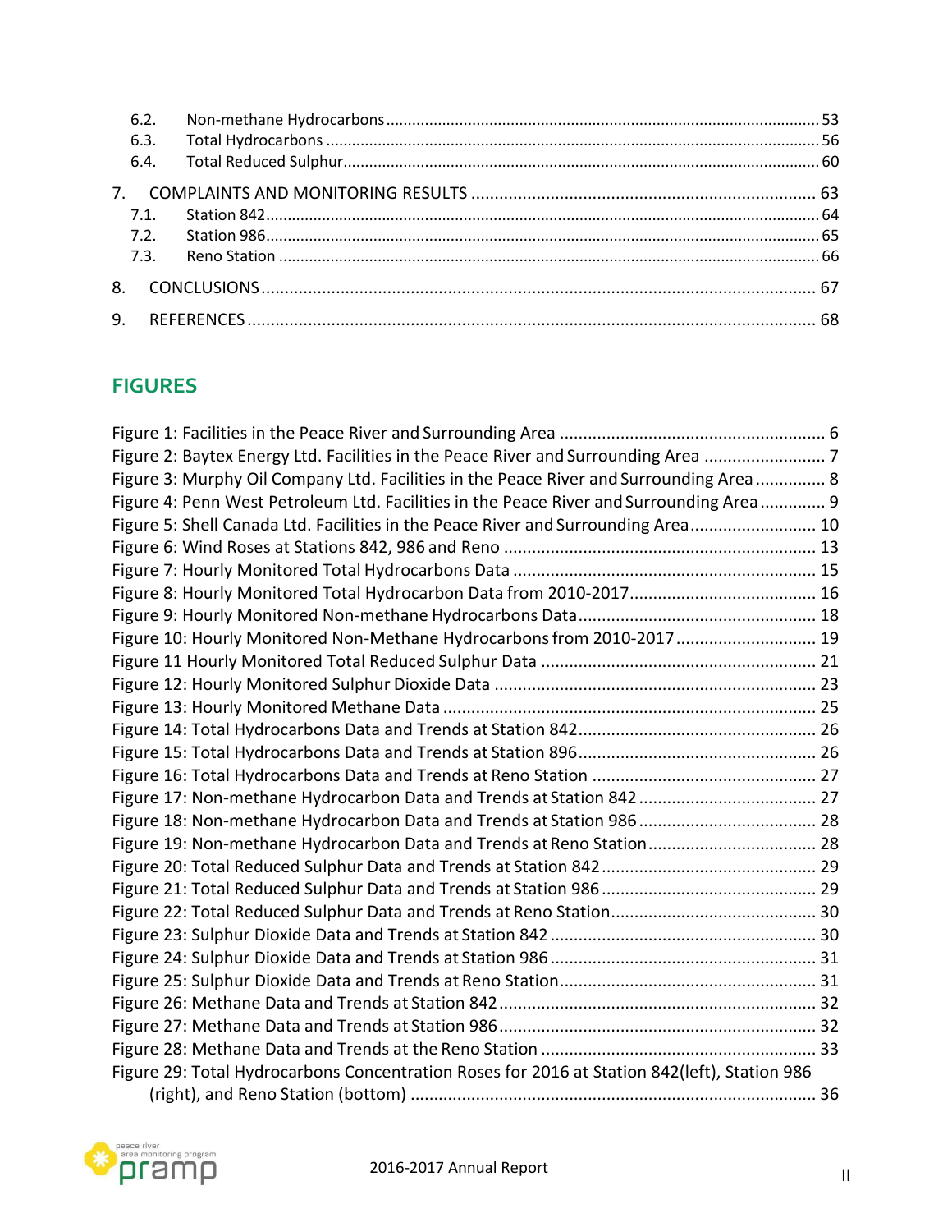6.2. Non-methane Hydrocarbons ........................................................................................................ 53
6.3. Total Hydrocarbons ..................................................................................................................... 56
6.4. Total Reduced Sulphur ................................................................................................................ 60

7. COMPLAINTS AND MONITORING RESULTS ........................................................................ 63
7.1. Station 842 .................................................................................................................................. 64
7.2. Station 986 .................................................................................................................................. 65
7.3. Reno Station ................................................................................................................................ 66

8. CONCLUSIONS ......................................................................................................................... 67

9. REFERENCES ........................................................................................................................... 68

## FIGURES

Figure 1: Facilities in the Peace River and Surrounding Area ......................................................... 6
Figure 2: Baytex Energy Ltd. Facilities in the Peace River and Surrounding Area .......................... 7
Figure 3: Murphy Oil Company Ltd. Facilities in the Peace River and Surrounding Area ............... 8
Figure 4: Penn West Petroleum Ltd. Facilities in the Peace River and Surrounding Area .............. 9
Figure 5: Shell Canada Ltd. Facilities in the Peace River and Surrounding Area ........................... 10
Figure 6: Wind Roses at Stations 842, 986 and Reno ................................................................... 13
Figure 7: Hourly Monitored Total Hydrocarbons Data ................................................................. 15
Figure 8: Hourly Monitored Total Hydrocarbon Data from 2010-2017 ........................................ 16
Figure 9: Hourly Monitored Non-methane Hydrocarbons Data .................................................. 18
Figure 10: Hourly Monitored Non-Methane Hydrocarbons from 2010-2017 ............................. 19
Figure 11 Hourly Monitored Total Reduced Sulphur Data .......................................................... 21
Figure 12: Hourly Monitored Sulphur Dioxide Data .................................................................... 23
Figure 13: Hourly Monitored Methane Data ............................................................................... 25
Figure 14: Total Hydrocarbons Data and Trends at Station 842 .................................................. 26
Figure 15: Total Hydrocarbons Data and Trends at Station 896 .................................................. 26
Figure 16: Total Hydrocarbons Data and Trends at Reno Station ............................................... 27
Figure 17: Non-methane Hydrocarbon Data and Trends at Station 842 ...................................... 27
Figure 18: Non-methane Hydrocarbon Data and Trends at Station 986 ...................................... 28
Figure 19: Non-methane Hydrocarbon Data and Trends at Reno Station .................................... 28
Figure 20: Total Reduced Sulphur Data and Trends at Station 842 ............................................. 29
Figure 21: Total Reduced Sulphur Data and Trends at Station 986 ............................................. 29
Figure 22: Total Reduced Sulphur Data and Trends at Reno Station ............................................ 30
Figure 23: Sulphur Dioxide Data and Trends at Station 842 ........................................................ 30
Figure 24: Sulphur Dioxide Data and Trends at Station 986 ........................................................ 31
Figure 25: Sulphur Dioxide Data and Trends at Reno Station ...................................................... 31
Figure 26: Methane Data and Trends at Station 842 ................................................................... 32
Figure 27: Methane Data and Trends at Station 986 ................................................................... 32
Figure 28: Methane Data and Trends at the Reno Station .......................................................... 33
Figure 29: Total Hydrocarbons Concentration Roses for 2016 at Station 842(left), Station 986 (right), and Reno Station (bottom) ...................................................................................... 36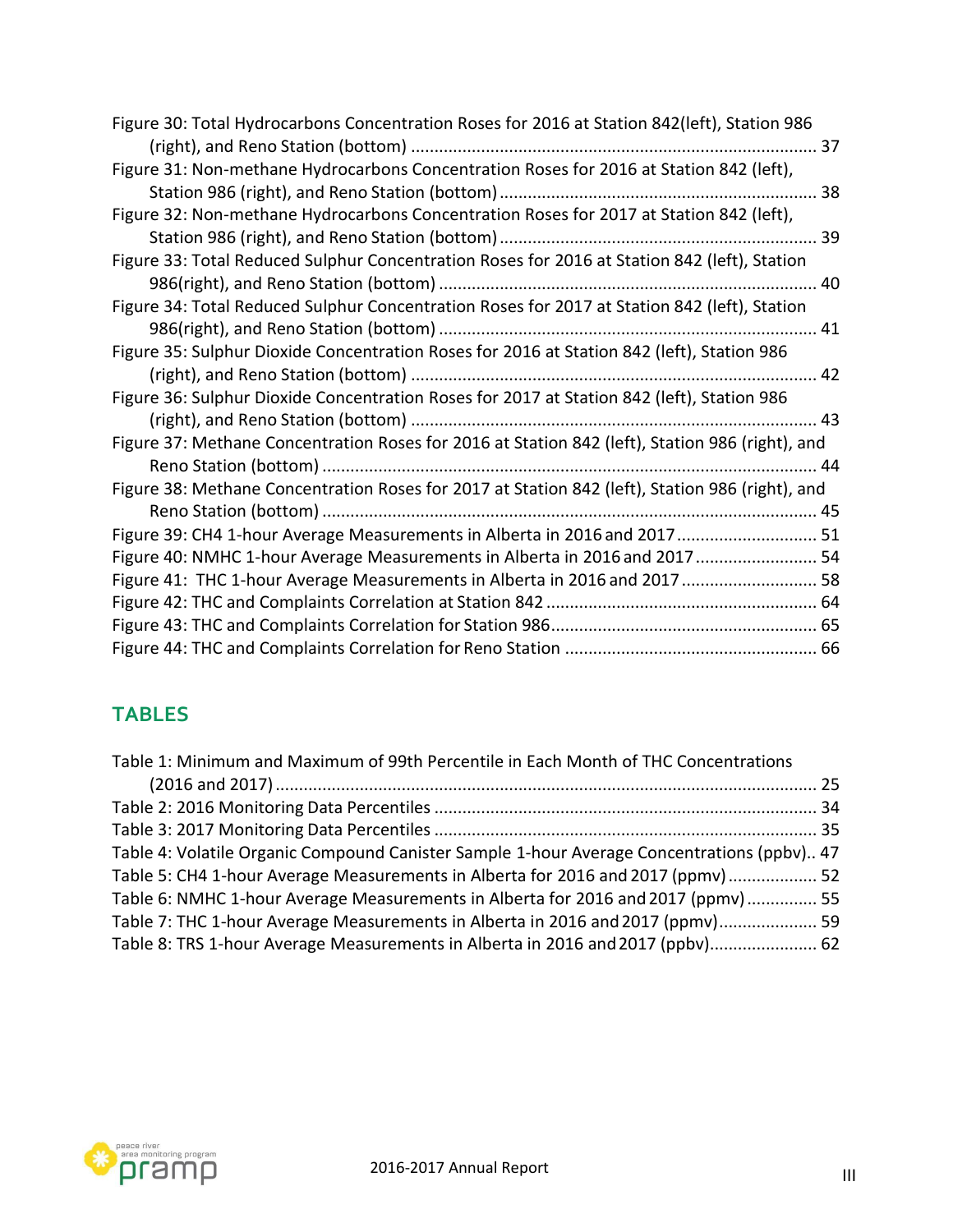Figure 30: Total Hydrocarbons Concentration Roses for 2016 at Station 842(left), Station 986 (right), and Reno Station (bottom) ..................................................................................... 37

Figure 31: Non-methane Hydrocarbons Concentration Roses for 2016 at Station 842 (left), Station 986 (right), and Reno Station (bottom) .................................................................. 38

Figure 32: Non-methane Hydrocarbons Concentration Roses for 2017 at Station 842 (left), Station 986 (right), and Reno Station (bottom) .................................................................. 39

Figure 33: Total Reduced Sulphur Concentration Roses for 2016 at Station 842 (left), Station 986(right), and Reno Station (bottom) ................................................................................ 40

Figure 34: Total Reduced Sulphur Concentration Roses for 2017 at Station 842 (left), Station 986(right), and Reno Station (bottom) ................................................................................ 41

Figure 35: Sulphur Dioxide Concentration Roses for 2016 at Station 842 (left), Station 986 (right), and Reno Station (bottom) ..................................................................................... 42

Figure 36: Sulphur Dioxide Concentration Roses for 2017 at Station 842 (left), Station 986 (right), and Reno Station (bottom) ..................................................................................... 43

Figure 37: Methane Concentration Roses for 2016 at Station 842 (left), Station 986 (right), and Reno Station (bottom) ........................................................................................................ 44

Figure 38: Methane Concentration Roses for 2017 at Station 842 (left), Station 986 (right), and Reno Station (bottom) ........................................................................................................ 45

Figure 39: CH4 1-hour Average Measurements in Alberta in 2016 and 2017 ............................. 51

Figure 40: NMHC 1-hour Average Measurements in Alberta in 2016 and 2017 .......................... 54

Figure 41: THC 1-hour Average Measurements in Alberta in 2016 and 2017 ............................ 58

Figure 42: THC and Complaints Correlation at Station 842 ......................................................... 64

Figure 43: THC and Complaints Correlation for Station 986........................................................ 65

Figure 44: THC and Complaints Correlation for Reno Station ..................................................... 66

## TABLES

Table 1: Minimum and Maximum of 99th Percentile in Each Month of THC Concentrations (2016 and 2017) .................................................................................................................. 25

Table 2: 2016 Monitoring Data Percentiles ................................................................................. 34

Table 3: 2017 Monitoring Data Percentiles ................................................................................. 35

Table 4: Volatile Organic Compound Canister Sample 1-hour Average Concentrations (ppbv).. 47

Table 5: CH4 1-hour Average Measurements in Alberta for 2016 and 2017 (ppmv) ................... 52

Table 6: NMHC 1-hour Average Measurements in Alberta for 2016 and 2017 (ppmv) ............... 55

Table 7: THC 1-hour Average Measurements in Alberta in 2016 and 2017 (ppmv) ..................... 59

Table 8: TRS 1-hour Average Measurements in Alberta in 2016 and 2017 (ppbv)....................... 62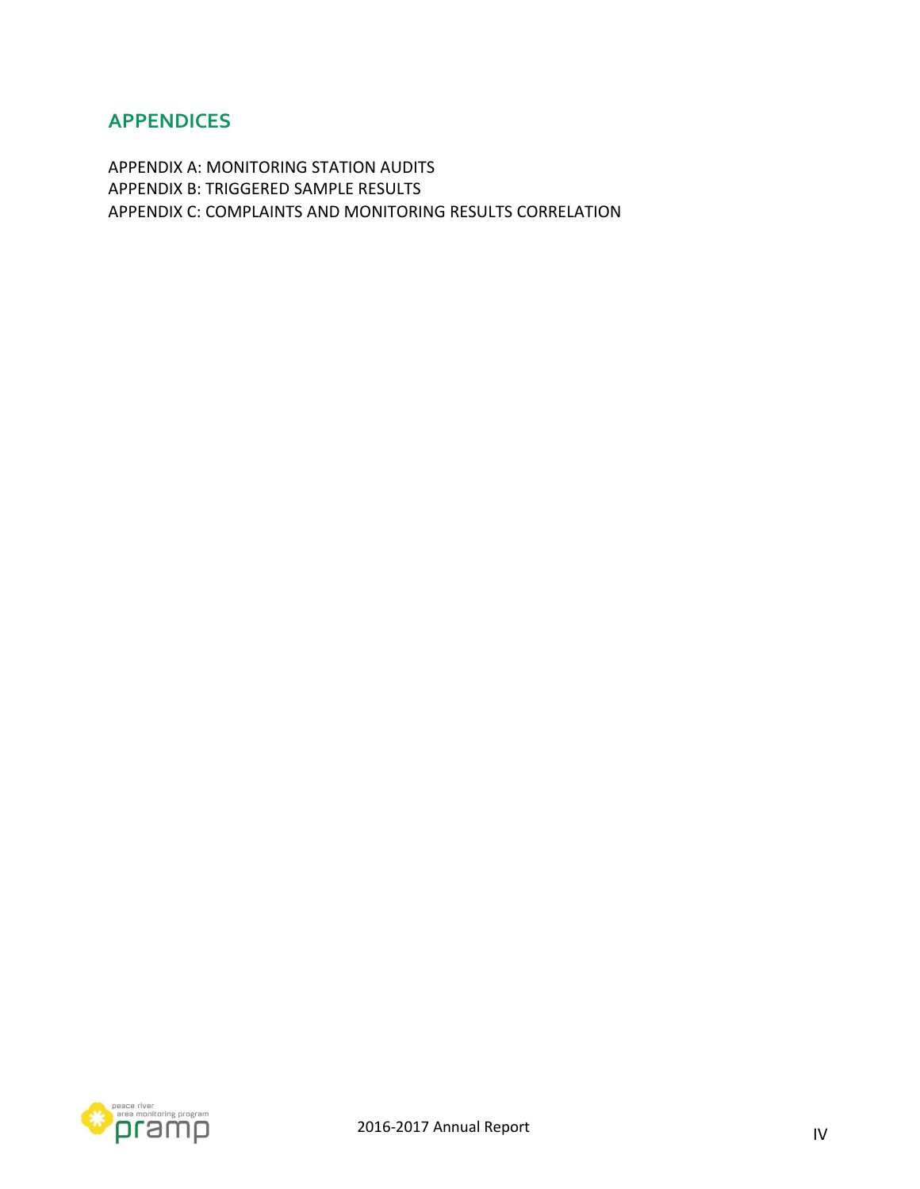## APPENDICES

APPENDIX A: MONITORING STATION AUDITS
APPENDIX B: TRIGGERED SAMPLE RESULTS
APPENDIX C: COMPLAINTS AND MONITORING RESULTS CORRELATION